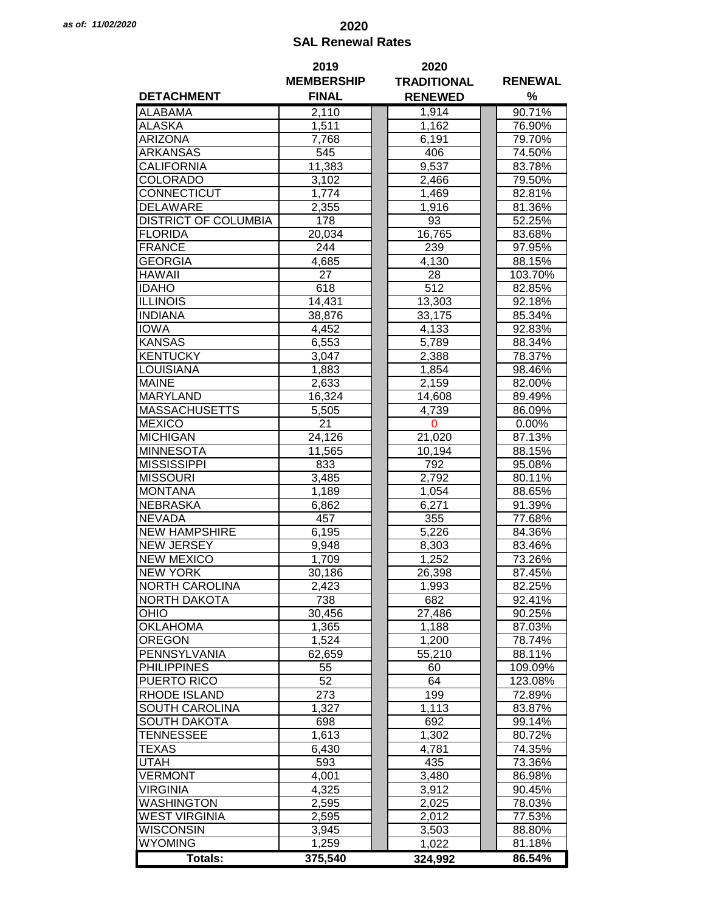*as of: 11/02/2020*

# 2020
## SAL Renewal Rates

| DETACHMENT | 2019 MEMBERSHIP FINAL | 2020 TRADITIONAL RENEWED | RENEWAL % |
|---|---|---|---|
| ALABAMA | 2,110 | 1,914 | 90.71% |
| ALASKA | 1,511 | 1,162 | 76.90% |
| ARIZONA | 7,768 | 6,191 | 79.70% |
| ARKANSAS | 545 | 406 | 74.50% |
| CALIFORNIA | 11,383 | 9,537 | 83.78% |
| COLORADO | 3,102 | 2,466 | 79.50% |
| CONNECTICUT | 1,774 | 1,469 | 82.81% |
| DELAWARE | 2,355 | 1,916 | 81.36% |
| DISTRICT OF COLUMBIA | 178 | 93 | 52.25% |
| FLORIDA | 20,034 | 16,765 | 83.68% |
| FRANCE | 244 | 239 | 97.95% |
| GEORGIA | 4,685 | 4,130 | 88.15% |
| HAWAII | 27 | 28 | 103.70% |
| IDAHO | 618 | 512 | 82.85% |
| ILLINOIS | 14,431 | 13,303 | 92.18% |
| INDIANA | 38,876 | 33,175 | 85.34% |
| IOWA | 4,452 | 4,133 | 92.83% |
| KANSAS | 6,553 | 5,789 | 88.34% |
| KENTUCKY | 3,047 | 2,388 | 78.37% |
| LOUISIANA | 1,883 | 1,854 | 98.46% |
| MAINE | 2,633 | 2,159 | 82.00% |
| MARYLAND | 16,324 | 14,608 | 89.49% |
| MASSACHUSETTS | 5,505 | 4,739 | 86.09% |
| MEXICO | 21 | 0 | 0.00% |
| MICHIGAN | 24,126 | 21,020 | 87.13% |
| MINNESOTA | 11,565 | 10,194 | 88.15% |
| MISSISSIPPI | 833 | 792 | 95.08% |
| MISSOURI | 3,485 | 2,792 | 80.11% |
| MONTANA | 1,189 | 1,054 | 88.65% |
| NEBRASKA | 6,862 | 6,271 | 91.39% |
| NEVADA | 457 | 355 | 77.68% |
| NEW HAMPSHIRE | 6,195 | 5,226 | 84.36% |
| NEW JERSEY | 9,948 | 8,303 | 83.46% |
| NEW MEXICO | 1,709 | 1,252 | 73.26% |
| NEW YORK | 30,186 | 26,398 | 87.45% |
| NORTH CAROLINA | 2,423 | 1,993 | 82.25% |
| NORTH DAKOTA | 738 | 682 | 92.41% |
| OHIO | 30,456 | 27,486 | 90.25% |
| OKLAHOMA | 1,365 | 1,188 | 87.03% |
| OREGON | 1,524 | 1,200 | 78.74% |
| PENNSYLVANIA | 62,659 | 55,210 | 88.11% |
| PHILIPPINES | 55 | 60 | 109.09% |
| PUERTO RICO | 52 | 64 | 123.08% |
| RHODE ISLAND | 273 | 199 | 72.89% |
| SOUTH CAROLINA | 1,327 | 1,113 | 83.87% |
| SOUTH DAKOTA | 698 | 692 | 99.14% |
| TENNESSEE | 1,613 | 1,302 | 80.72% |
| TEXAS | 6,430 | 4,781 | 74.35% |
| UTAH | 593 | 435 | 73.36% |
| VERMONT | 4,001 | 3,480 | 86.98% |
| VIRGINIA | 4,325 | 3,912 | 90.45% |
| WASHINGTON | 2,595 | 2,025 | 78.03% |
| WEST VIRGINIA | 2,595 | 2,012 | 77.53% |
| WISCONSIN | 3,945 | 3,503 | 88.80% |
| WYOMING | 1,259 | 1,022 | 81.18% |
| **Totals:** | **375,540** | **324,992** | **86.54%** |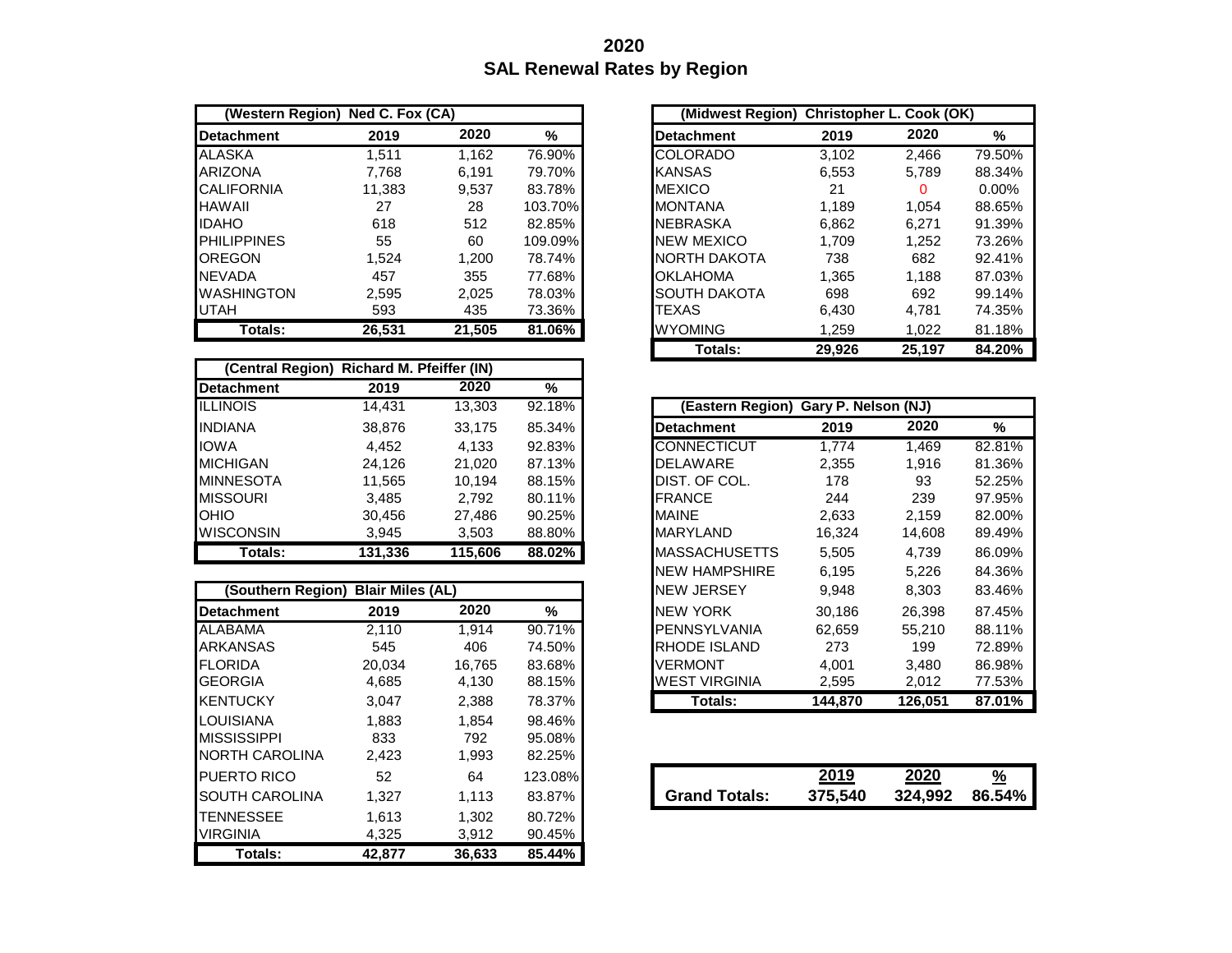# 2020
# SAL Renewal Rates by Region

| (Western Region) Ned C. Fox (CA) | | | |
|---|---|---|---|
| **Detachment** | **2019** | **2020** | **%** |
| ALASKA | 1,511 | 1,162 | 76.90% |
| ARIZONA | 7,768 | 6,191 | 79.70% |
| CALIFORNIA | 11,383 | 9,537 | 83.78% |
| HAWAII | 27 | 28 | 103.70% |
| IDAHO | 618 | 512 | 82.85% |
| PHILIPPINES | 55 | 60 | 109.09% |
| OREGON | 1,524 | 1,200 | 78.74% |
| NEVADA | 457 | 355 | 77.68% |
| WASHINGTON | 2,595 | 2,025 | 78.03% |
| UTAH | 593 | 435 | 73.36% |
| **Totals:** | **26,531** | **21,505** | **81.06%** |

| (Central Region) Richard M. Pfeiffer (IN) | | | |
|---|---|---|---|
| **Detachment** | **2019** | **2020** | **%** |
| ILLINOIS | 14,431 | 13,303 | 92.18% |
| INDIANA | 38,876 | 33,175 | 85.34% |
| IOWA | 4,452 | 4,133 | 92.83% |
| MICHIGAN | 24,126 | 21,020 | 87.13% |
| MINNESOTA | 11,565 | 10,194 | 88.15% |
| MISSOURI | 3,485 | 2,792 | 80.11% |
| OHIO | 30,456 | 27,486 | 90.25% |
| WISCONSIN | 3,945 | 3,503 | 88.80% |
| **Totals:** | **131,336** | **115,606** | **88.02%** |

| (Southern Region) Blair Miles (AL) | | | |
|---|---|---|---|
| **Detachment** | **2019** | **2020** | **%** |
| ALABAMA | 2,110 | 1,914 | 90.71% |
| ARKANSAS | 545 | 406 | 74.50% |
| FLORIDA | 20,034 | 16,765 | 83.68% |
| GEORGIA | 4,685 | 4,130 | 88.15% |
| KENTUCKY | 3,047 | 2,388 | 78.37% |
| LOUISIANA | 1,883 | 1,854 | 98.46% |
| MISSISSIPPI | 833 | 792 | 95.08% |
| NORTH CAROLINA | 2,423 | 1,993 | 82.25% |
| PUERTO RICO | 52 | 64 | 123.08% |
| SOUTH CAROLINA | 1,327 | 1,113 | 83.87% |
| TENNESSEE | 1,613 | 1,302 | 80.72% |
| VIRGINIA | 4,325 | 3,912 | 90.45% |
| **Totals:** | **42,877** | **36,633** | **85.44%** |

| (Midwest Region) Christopher L. Cook (OK) | | | |
|---|---|---|---|
| **Detachment** | **2019** | **2020** | **%** |
| COLORADO | 3,102 | 2,466 | 79.50% |
| KANSAS | 6,553 | 5,789 | 88.34% |
| MEXICO | 21 | 0 | 0.00% |
| MONTANA | 1,189 | 1,054 | 88.65% |
| NEBRASKA | 6,862 | 6,271 | 91.39% |
| NEW MEXICO | 1,709 | 1,252 | 73.26% |
| NORTH DAKOTA | 738 | 682 | 92.41% |
| OKLAHOMA | 1,365 | 1,188 | 87.03% |
| SOUTH DAKOTA | 698 | 692 | 99.14% |
| TEXAS | 6,430 | 4,781 | 74.35% |
| WYOMING | 1,259 | 1,022 | 81.18% |
| **Totals:** | **29,926** | **25,197** | **84.20%** |

| (Eastern Region) Gary P. Nelson (NJ) | | | |
|---|---|---|---|
| **Detachment** | **2019** | **2020** | **%** |
| CONNECTICUT | 1,774 | 1,469 | 82.81% |
| DELAWARE | 2,355 | 1,916 | 81.36% |
| DIST. OF COL. | 178 | 93 | 52.25% |
| FRANCE | 244 | 239 | 97.95% |
| MAINE | 2,633 | 2,159 | 82.00% |
| MARYLAND | 16,324 | 14,608 | 89.49% |
| MASSACHUSETTS | 5,505 | 4,739 | 86.09% |
| NEW HAMPSHIRE | 6,195 | 5,226 | 84.36% |
| NEW JERSEY | 9,948 | 8,303 | 83.46% |
| NEW YORK | 30,186 | 26,398 | 87.45% |
| PENNSYLVANIA | 62,659 | 55,210 | 88.11% |
| RHODE ISLAND | 273 | 199 | 72.89% |
| VERMONT | 4,001 | 3,480 | 86.98% |
| WEST VIRGINIA | 2,595 | 2,012 | 77.53% |
| **Totals:** | **144,870** | **126,051** | **87.01%** |

| | 2019 | 2020 | % |
|---|---|---|---|
| **Grand Totals:** | **375,540** | **324,992** | **86.54%** |